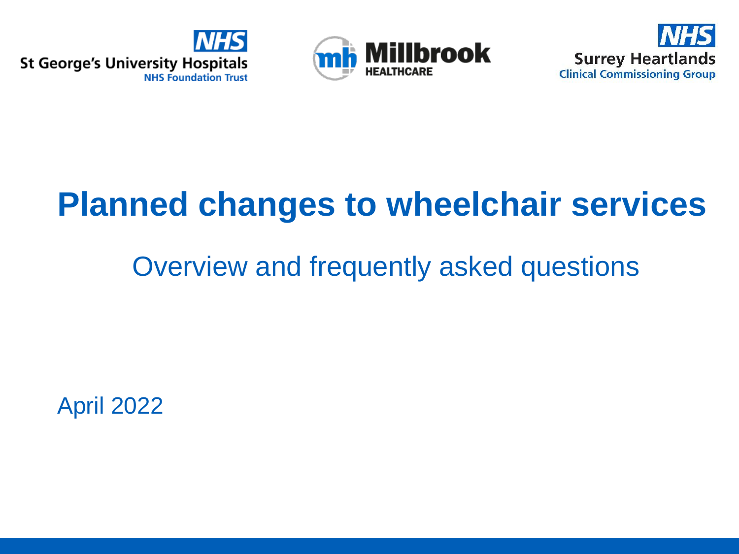St George's University Hospitals NHS Foundation Trust

Millbrook Healthcare

Surrey Heartlands Clinical Commissioning Group

# Planned changes to wheelchair services

## Overview and frequently asked questions

April 2022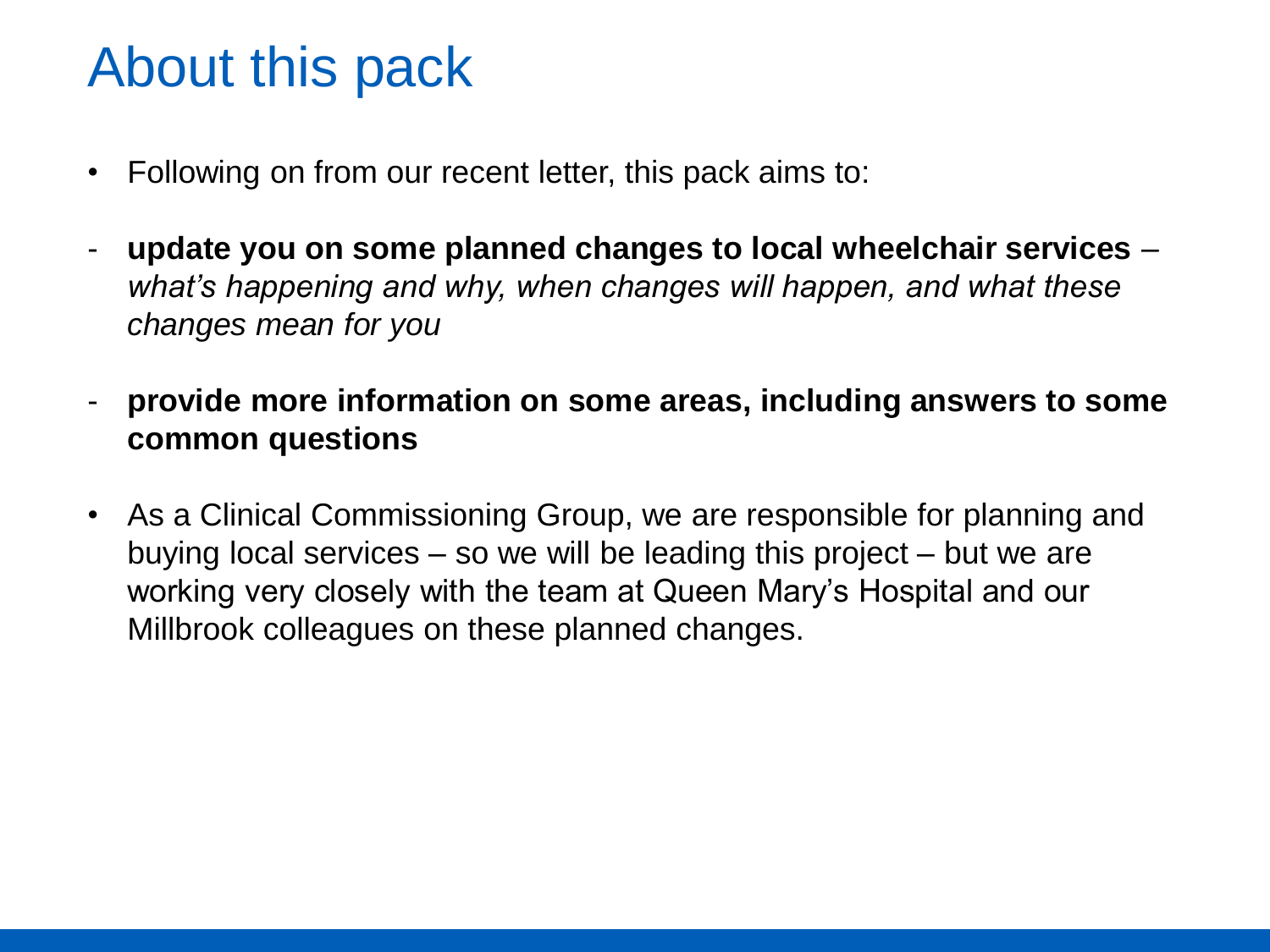# About this pack

- Following on from our recent letter, this pack aims to:
  - **update you on some planned changes to local wheelchair services** – *what's happening and why, when changes will happen, and what these changes mean for you*
  - **provide more information on some areas, including answers to some common questions**
- As a Clinical Commissioning Group, we are responsible for planning and buying local services – so we will be leading this project – but we are working very closely with the team at Queen Mary's Hospital and our Millbrook colleagues on these planned changes.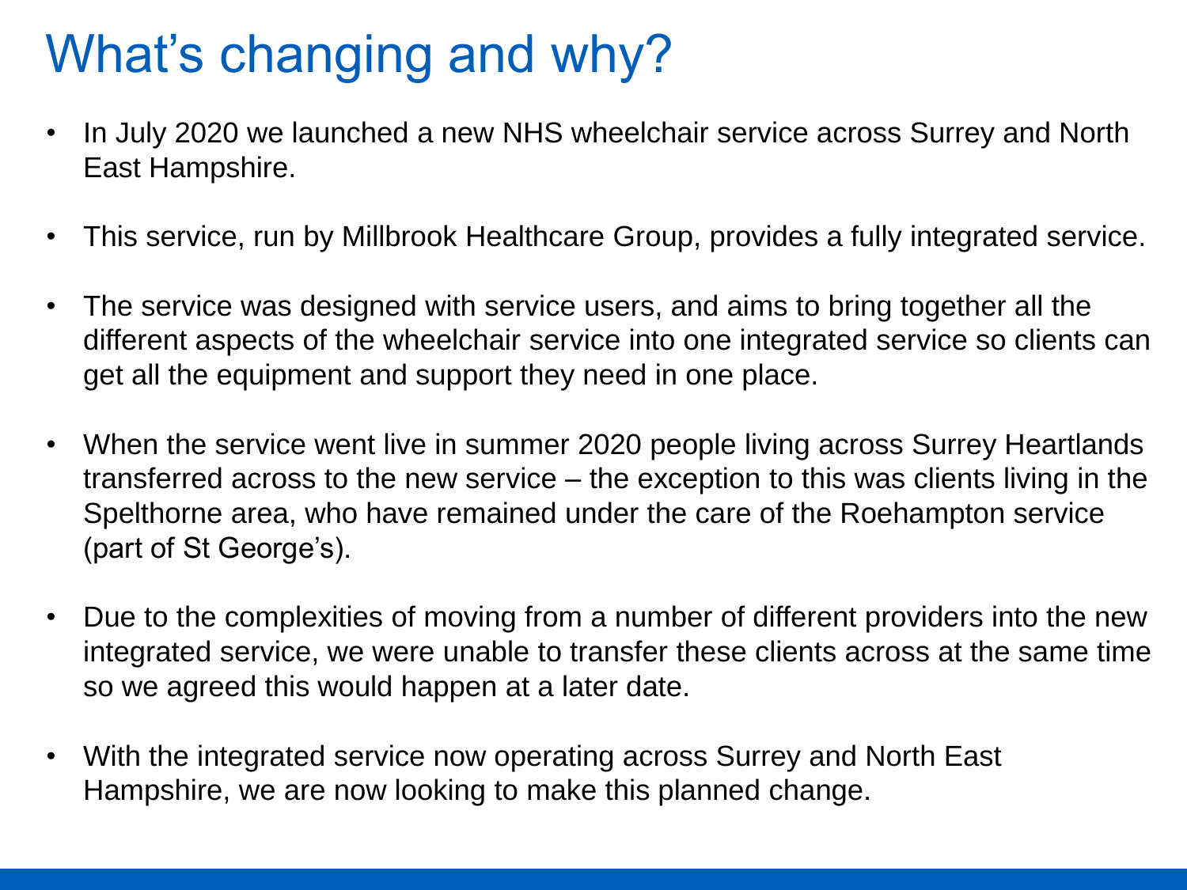# What's changing and why?

- In July 2020 we launched a new NHS wheelchair service across Surrey and North East Hampshire.
- This service, run by Millbrook Healthcare Group, provides a fully integrated service.
- The service was designed with service users, and aims to bring together all the different aspects of the wheelchair service into one integrated service so clients can get all the equipment and support they need in one place.
- When the service went live in summer 2020 people living across Surrey Heartlands transferred across to the new service – the exception to this was clients living in the Spelthorne area, who have remained under the care of the Roehampton service (part of St George's).
- Due to the complexities of moving from a number of different providers into the new integrated service, we were unable to transfer these clients across at the same time so we agreed this would happen at a later date.
- With the integrated service now operating across Surrey and North East Hampshire, we are now looking to make this planned change.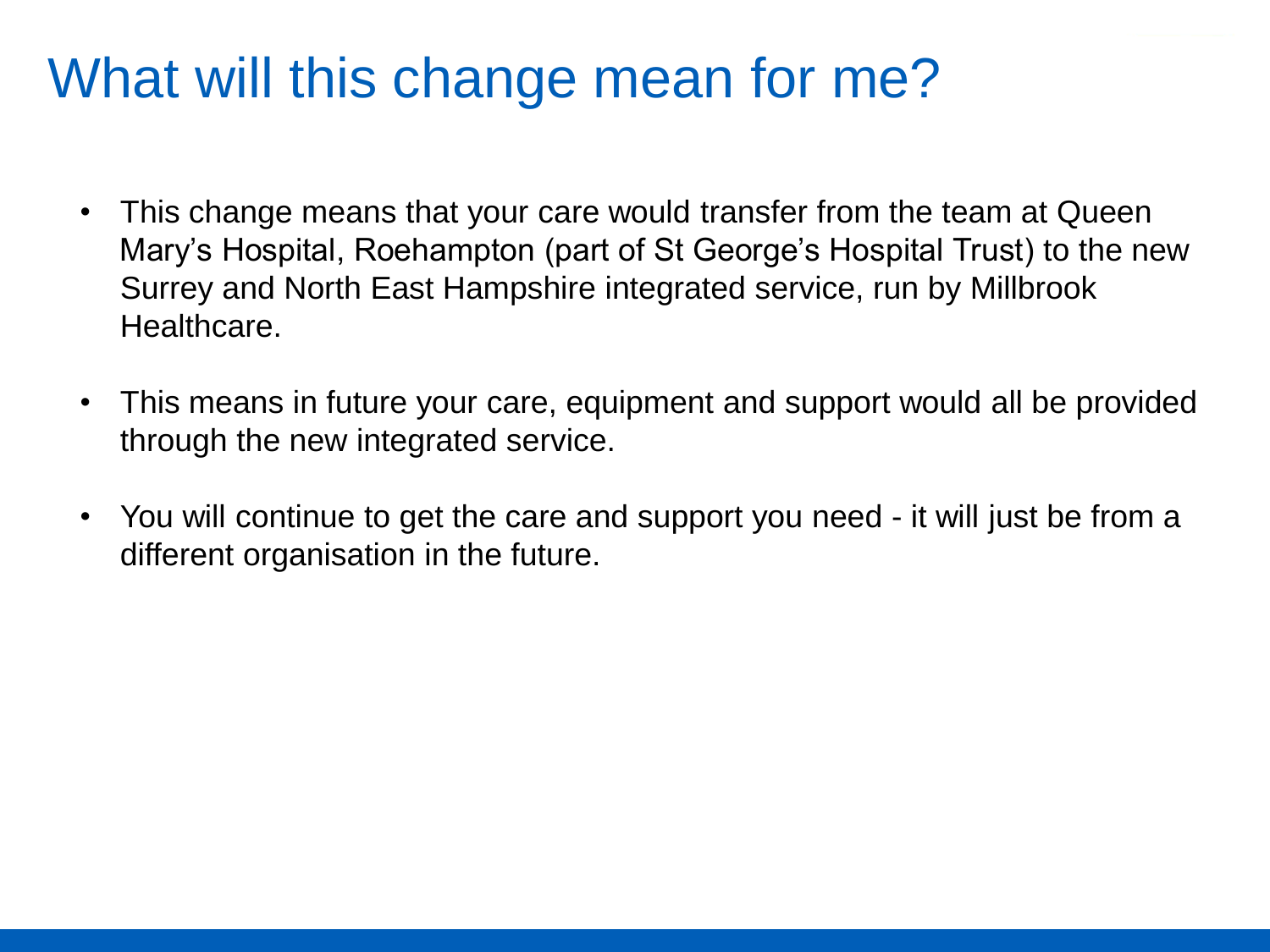# What will this change mean for me?

- This change means that your care would transfer from the team at Queen Mary's Hospital, Roehampton (part of St George's Hospital Trust) to the new Surrey and North East Hampshire integrated service, run by Millbrook Healthcare.

- This means in future your care, equipment and support would all be provided through the new integrated service.

- You will continue to get the care and support you need - it will just be from a different organisation in the future.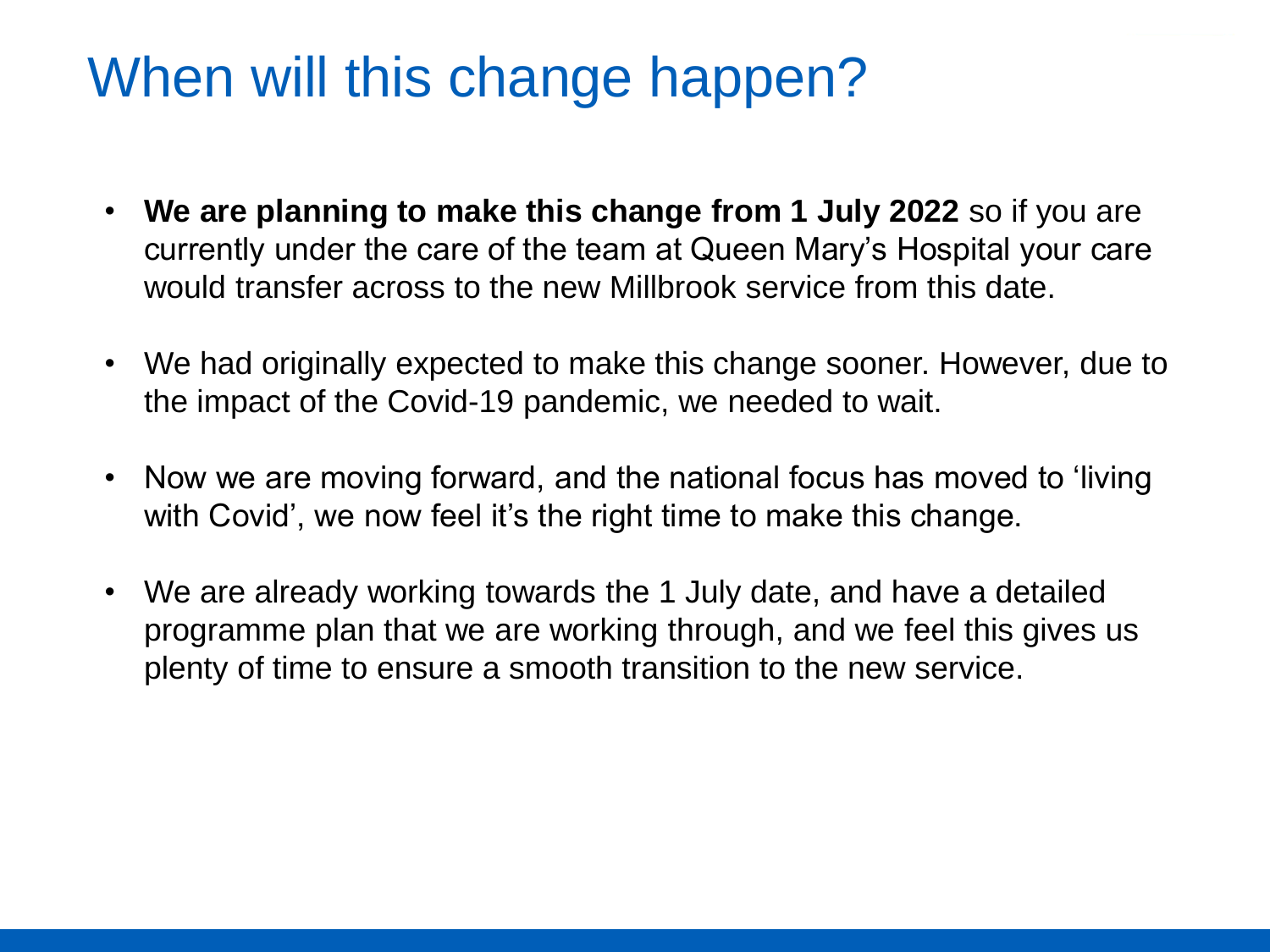# When will this change happen?

- **We are planning to make this change from 1 July 2022** so if you are currently under the care of the team at Queen Mary's Hospital your care would transfer across to the new Millbrook service from this date.
- We had originally expected to make this change sooner. However, due to the impact of the Covid-19 pandemic, we needed to wait.
- Now we are moving forward, and the national focus has moved to 'living with Covid', we now feel it's the right time to make this change.
- We are already working towards the 1 July date, and have a detailed programme plan that we are working through, and we feel this gives us plenty of time to ensure a smooth transition to the new service.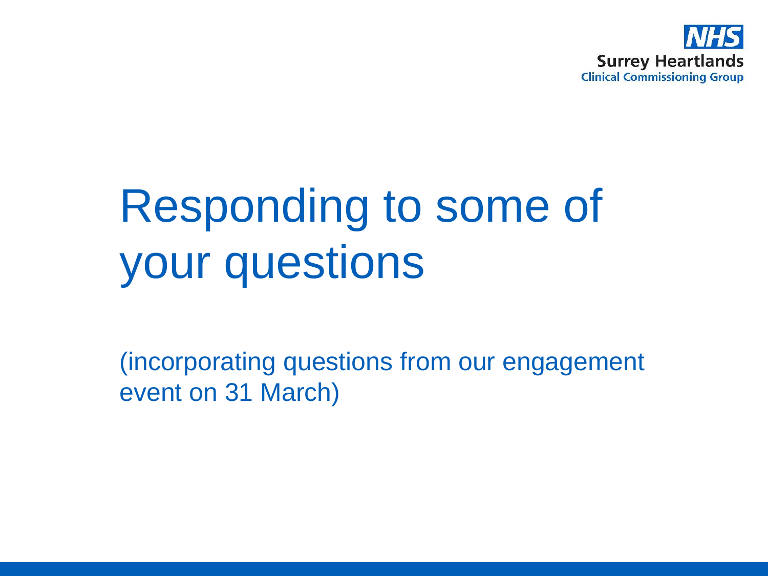# Responding to some of your questions

(incorporating questions from our engagement event on 31 March)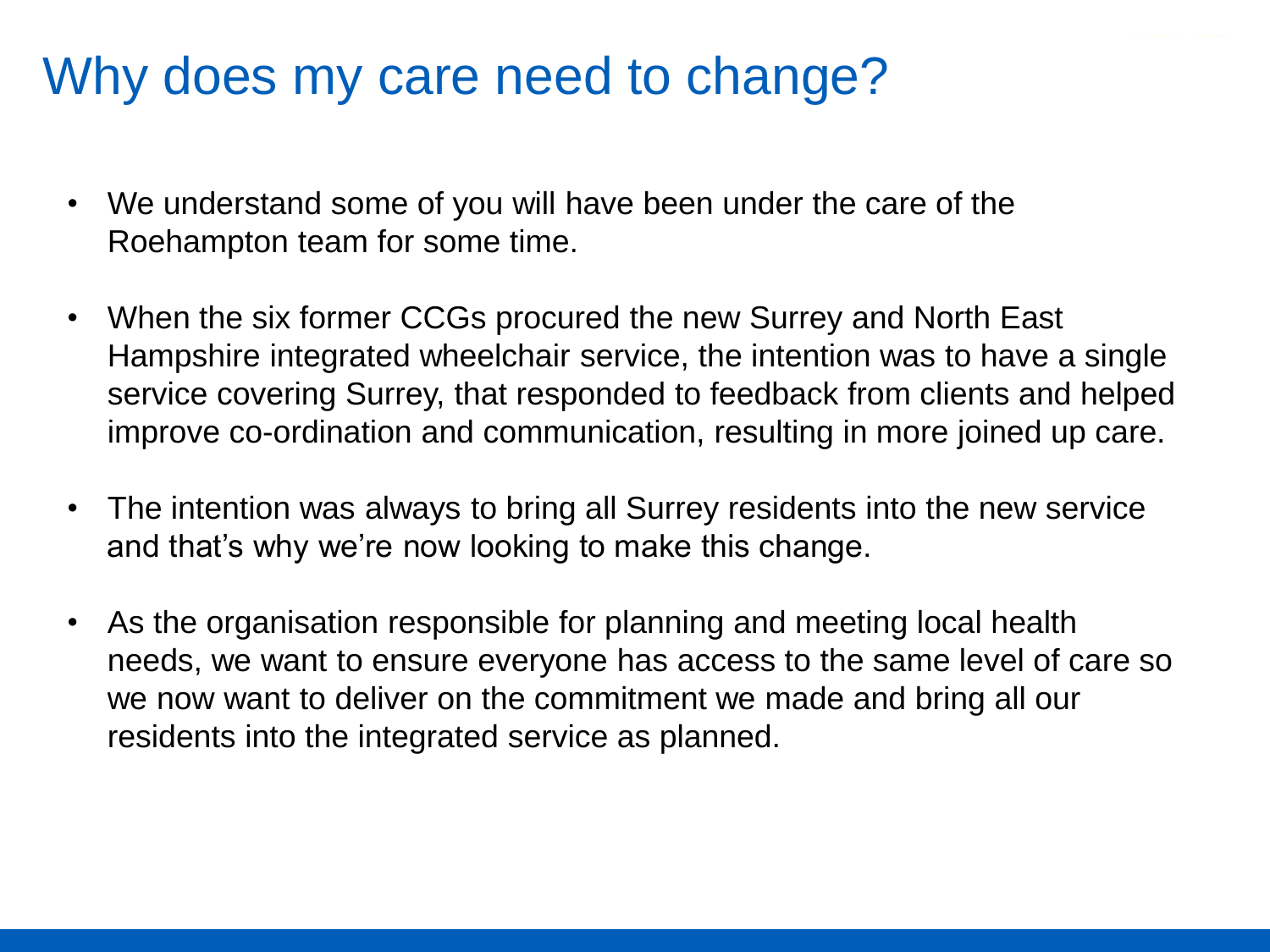# Why does my care need to change?

- We understand some of you will have been under the care of the Roehampton team for some time.
- When the six former CCGs procured the new Surrey and North East Hampshire integrated wheelchair service, the intention was to have a single service covering Surrey, that responded to feedback from clients and helped improve co-ordination and communication, resulting in more joined up care.
- The intention was always to bring all Surrey residents into the new service and that's why we're now looking to make this change.
- As the organisation responsible for planning and meeting local health needs, we want to ensure everyone has access to the same level of care so we now want to deliver on the commitment we made and bring all our residents into the integrated service as planned.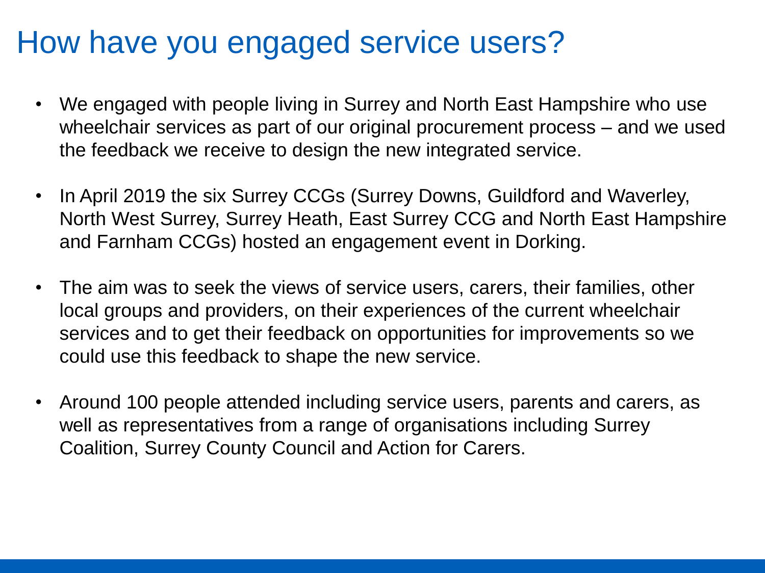# How have you engaged service users?

- We engaged with people living in Surrey and North East Hampshire who use wheelchair services as part of our original procurement process – and we used the feedback we receive to design the new integrated service.

- In April 2019 the six Surrey CCGs (Surrey Downs, Guildford and Waverley, North West Surrey, Surrey Heath, East Surrey CCG and North East Hampshire and Farnham CCGs) hosted an engagement event in Dorking.

- The aim was to seek the views of service users, carers, their families, other local groups and providers, on their experiences of the current wheelchair services and to get their feedback on opportunities for improvements so we could use this feedback to shape the new service.

- Around 100 people attended including service users, parents and carers, as well as representatives from a range of organisations including Surrey Coalition, Surrey County Council and Action for Carers.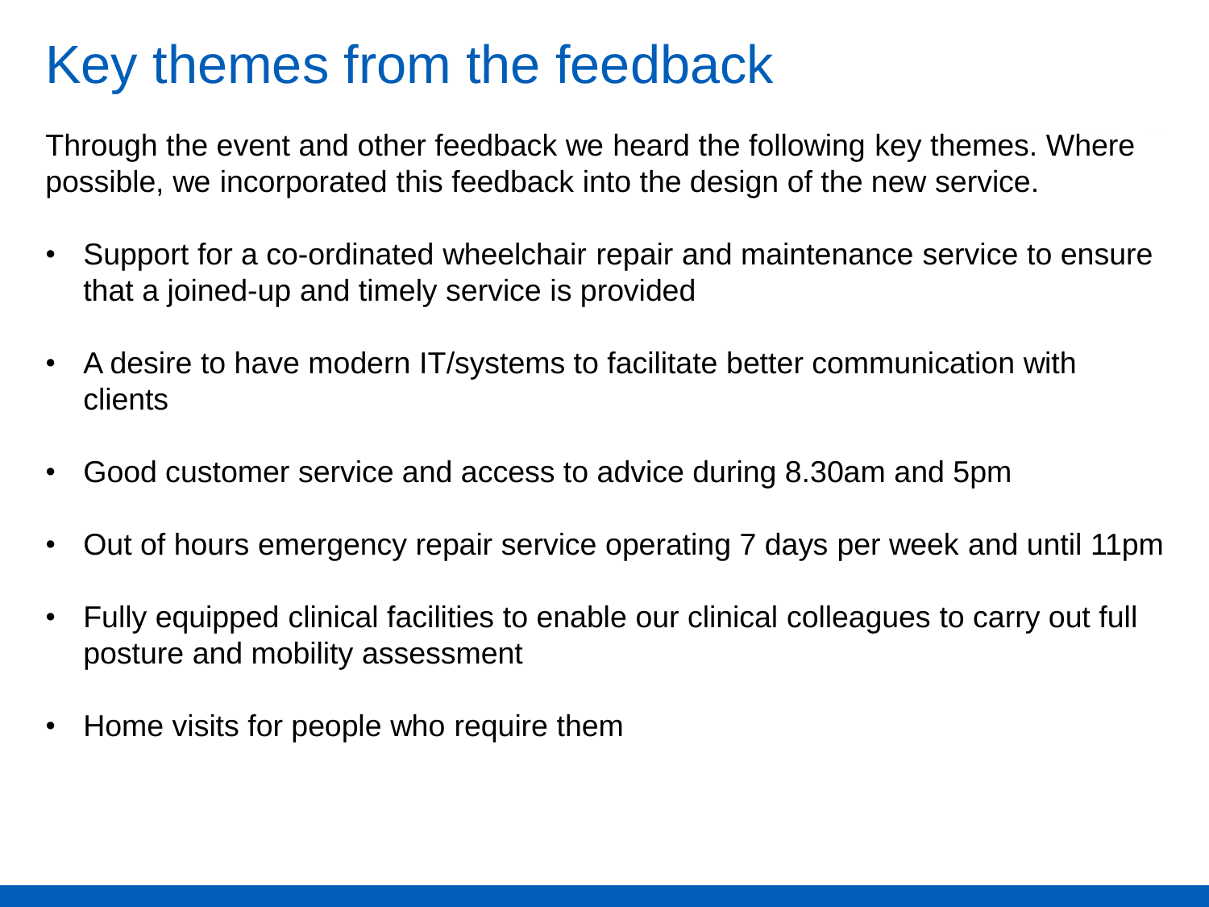# Key themes from the feedback

Through the event and other feedback we heard the following key themes. Where possible, we incorporated this feedback into the design of the new service.

- Support for a co-ordinated wheelchair repair and maintenance service to ensure that a joined-up and timely service is provided
- A desire to have modern IT/systems to facilitate better communication with clients
- Good customer service and access to advice during 8.30am and 5pm
- Out of hours emergency repair service operating 7 days per week and until 11pm
- Fully equipped clinical facilities to enable our clinical colleagues to carry out full posture and mobility assessment
- Home visits for people who require them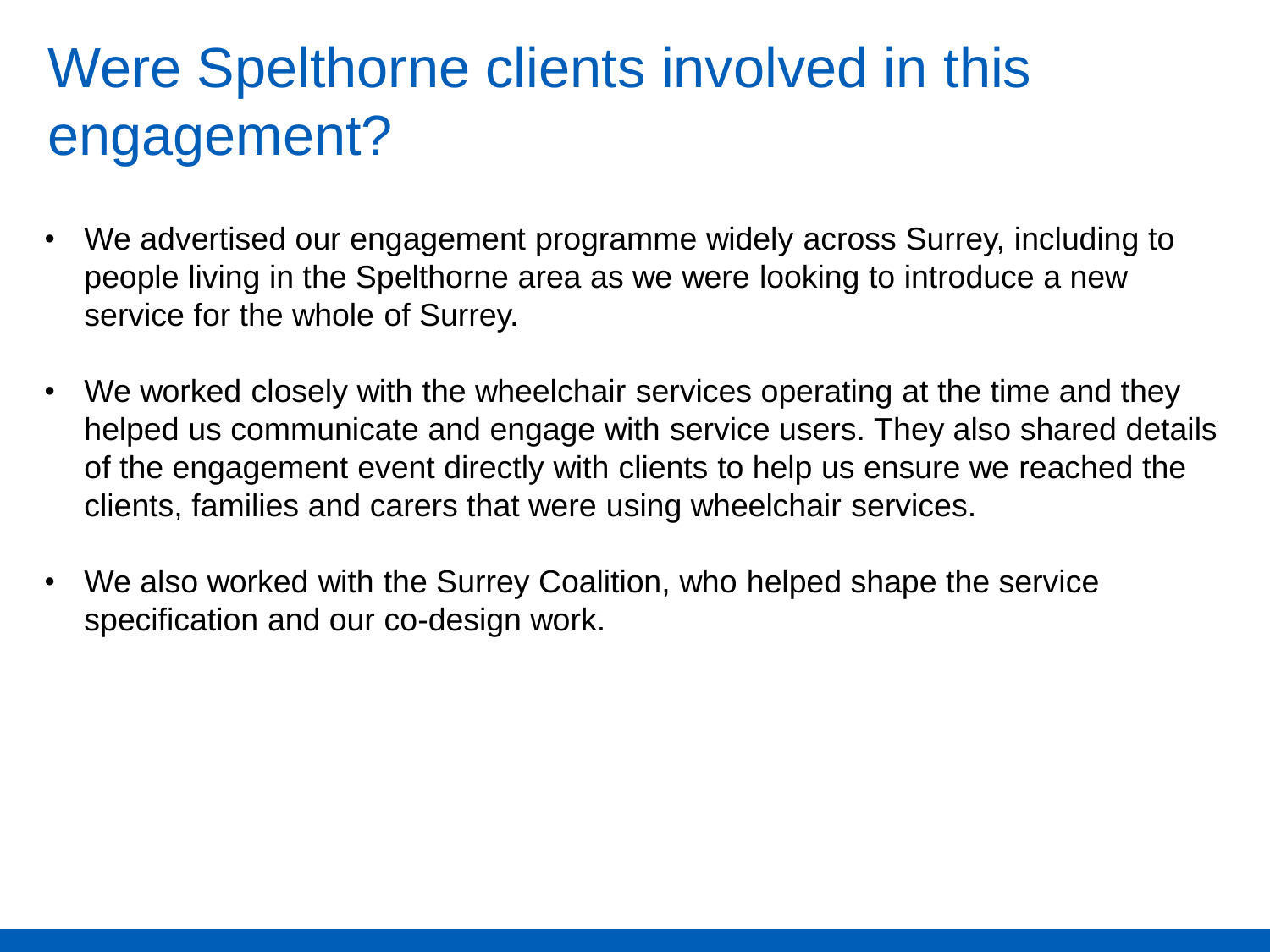# Were Spelthorne clients involved in this engagement?

- We advertised our engagement programme widely across Surrey, including to people living in the Spelthorne area as we were looking to introduce a new service for the whole of Surrey.
- We worked closely with the wheelchair services operating at the time and they helped us communicate and engage with service users. They also shared details of the engagement event directly with clients to help us ensure we reached the clients, families and carers that were using wheelchair services.
- We also worked with the Surrey Coalition, who helped shape the service specification and our co-design work.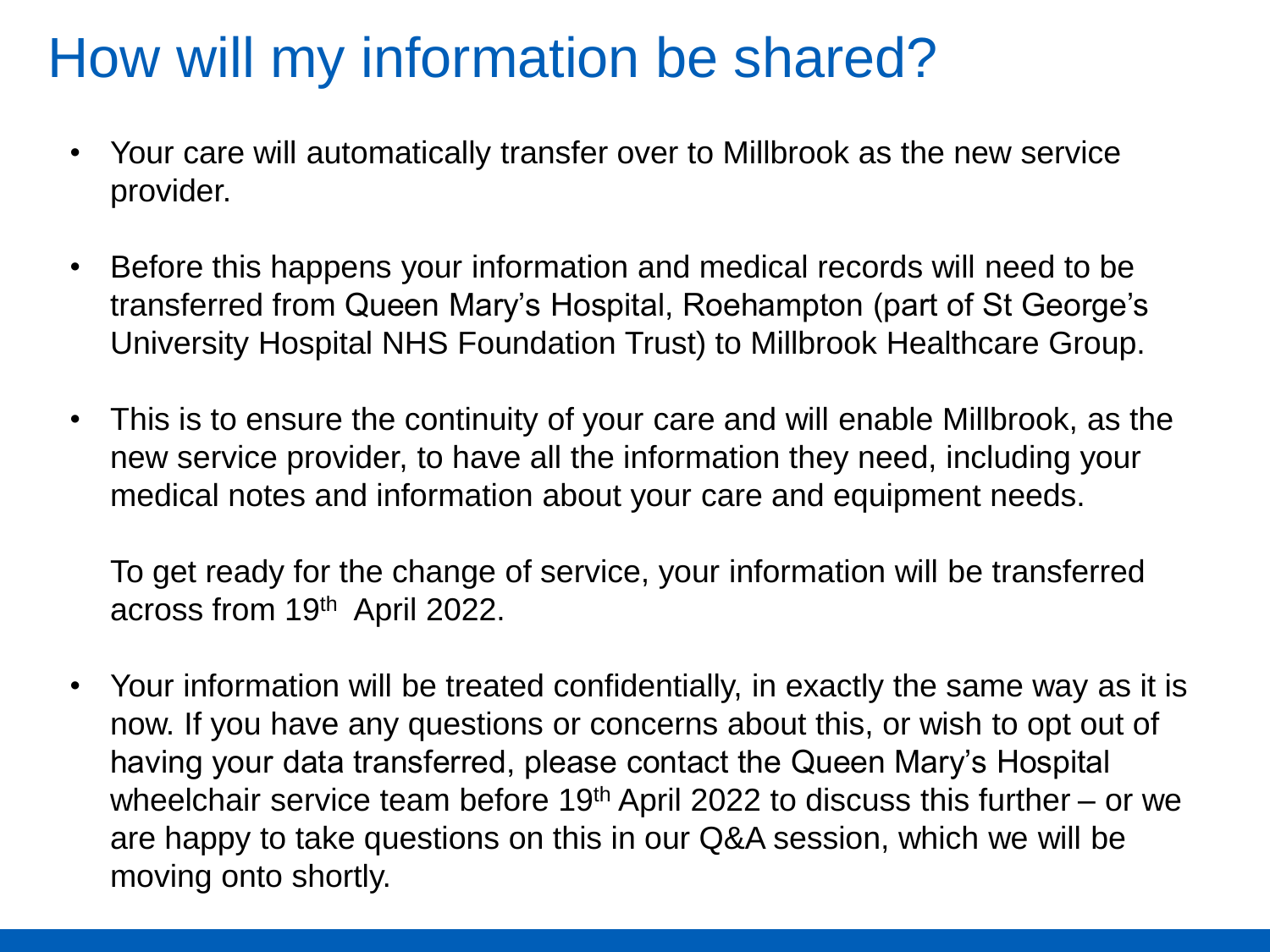# How will my information be shared?

- Your care will automatically transfer over to Millbrook as the new service provider.
- Before this happens your information and medical records will need to be transferred from Queen Mary's Hospital, Roehampton (part of St George's University Hospital NHS Foundation Trust) to Millbrook Healthcare Group.
- This is to ensure the continuity of your care and will enable Millbrook, as the new service provider, to have all the information they need, including your medical notes and information about your care and equipment needs.

  To get ready for the change of service, your information will be transferred across from 19th April 2022.
- Your information will be treated confidentially, in exactly the same way as it is now. If you have any questions or concerns about this, or wish to opt out of having your data transferred, please contact the Queen Mary's Hospital wheelchair service team before 19th April 2022 to discuss this further – or we are happy to take questions on this in our Q&A session, which we will be moving onto shortly.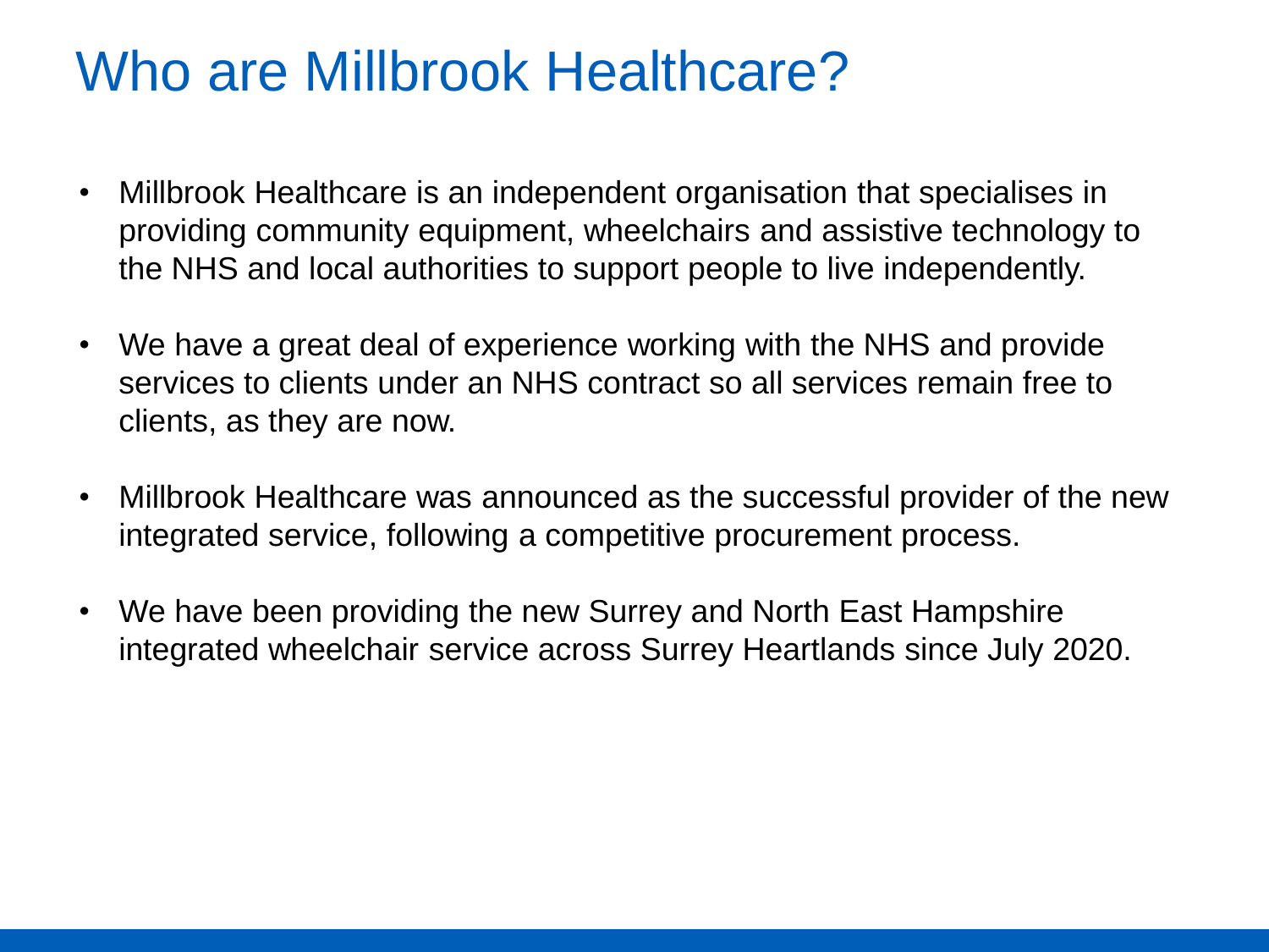# Who are Millbrook Healthcare?

- Millbrook Healthcare is an independent organisation that specialises in providing community equipment, wheelchairs and assistive technology to the NHS and local authorities to support people to live independently.
- We have a great deal of experience working with the NHS and provide services to clients under an NHS contract so all services remain free to clients, as they are now.
- Millbrook Healthcare was announced as the successful provider of the new integrated service, following a competitive procurement process.
- We have been providing the new Surrey and North East Hampshire integrated wheelchair service across Surrey Heartlands since July 2020.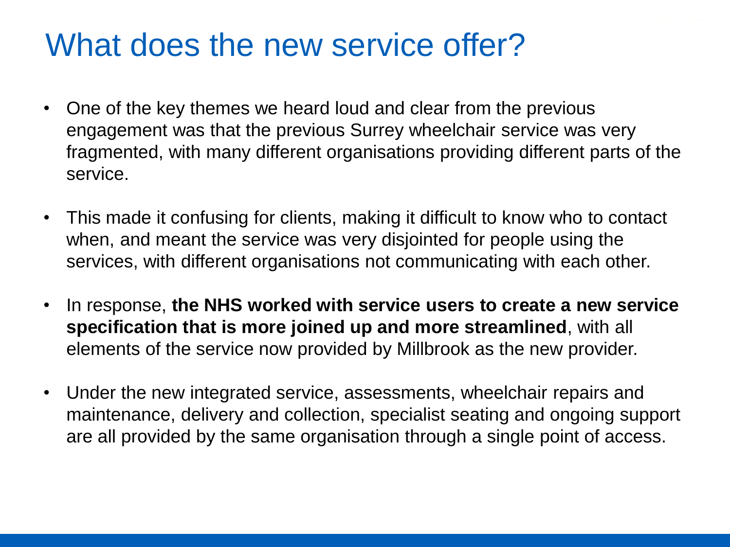# What does the new service offer?

- One of the key themes we heard loud and clear from the previous engagement was that the previous Surrey wheelchair service was very fragmented, with many different organisations providing different parts of the service.

- This made it confusing for clients, making it difficult to know who to contact when, and meant the service was very disjointed for people using the services, with different organisations not communicating with each other.

- In response, **the NHS worked with service users to create a new service specification that is more joined up and more streamlined**, with all elements of the service now provided by Millbrook as the new provider.

- Under the new integrated service, assessments, wheelchair repairs and maintenance, delivery and collection, specialist seating and ongoing support are all provided by the same organisation through a single point of access.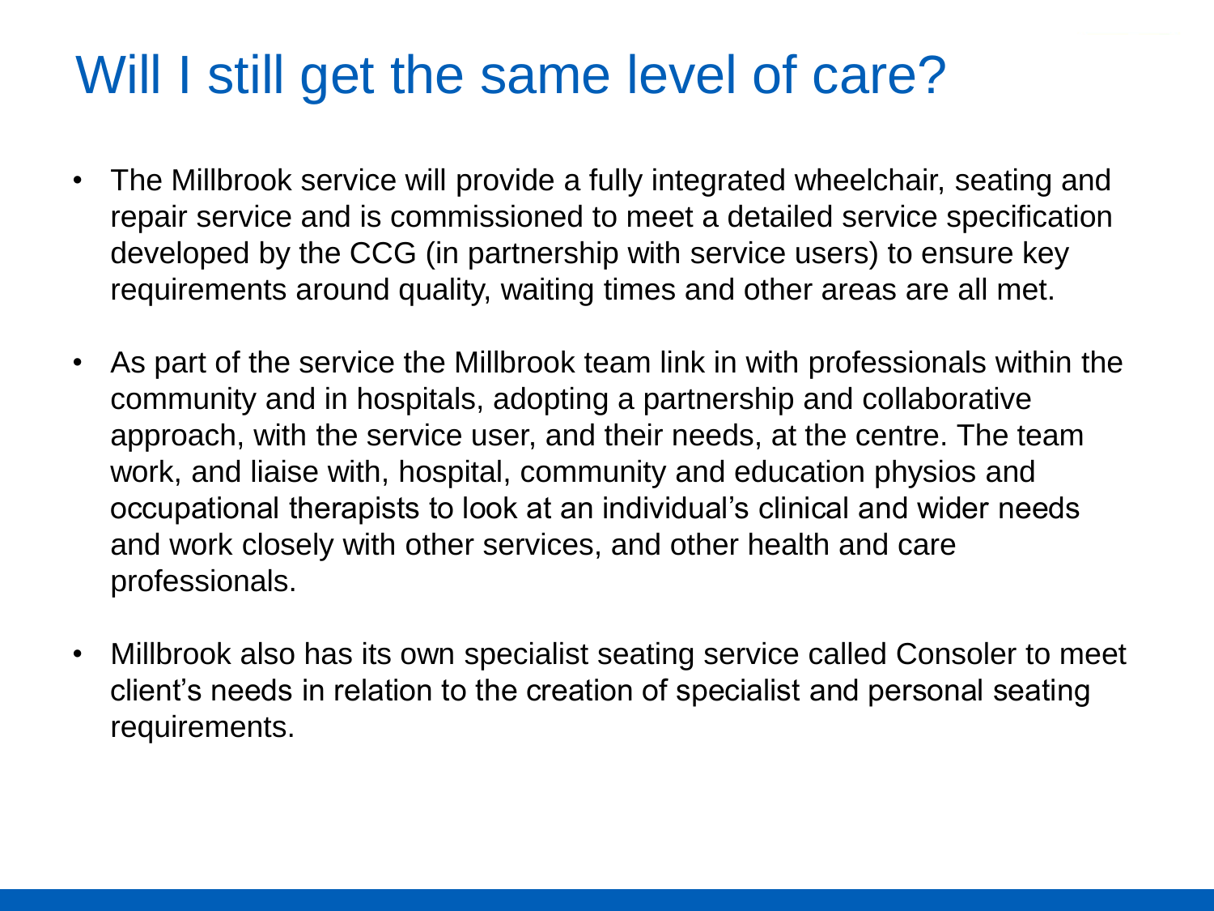# Will I still get the same level of care?

- The Millbrook service will provide a fully integrated wheelchair, seating and repair service and is commissioned to meet a detailed service specification developed by the CCG (in partnership with service users) to ensure key requirements around quality, waiting times and other areas are all met.

- As part of the service the Millbrook team link in with professionals within the community and in hospitals, adopting a partnership and collaborative approach, with the service user, and their needs, at the centre. The team work, and liaise with, hospital, community and education physios and occupational therapists to look at an individual's clinical and wider needs and work closely with other services, and other health and care professionals.

- Millbrook also has its own specialist seating service called Consoler to meet client's needs in relation to the creation of specialist and personal seating requirements.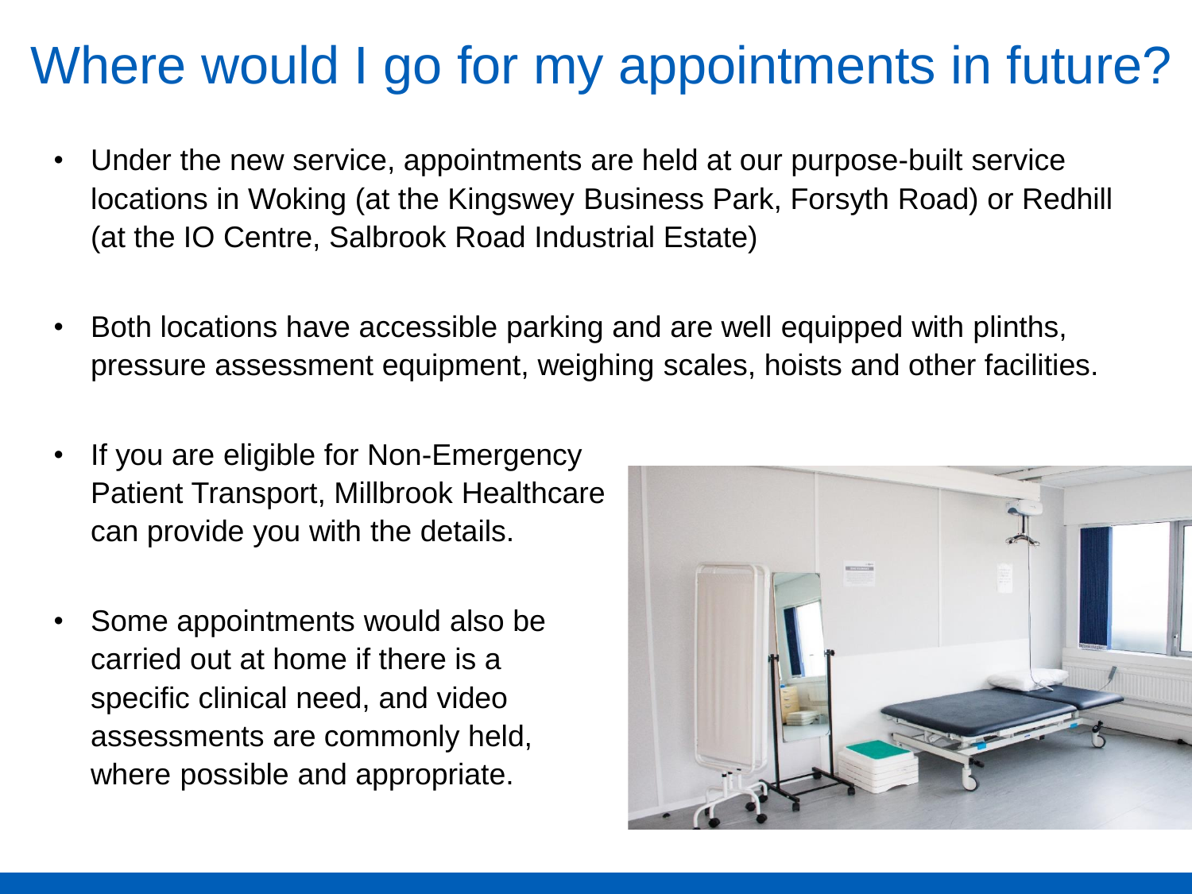# Where would I go for my appointments in future?

- Under the new service, appointments are held at our purpose-built service locations in Woking (at the Kingswey Business Park, Forsyth Road) or Redhill (at the IO Centre, Salbrook Road Industrial Estate)
- Both locations have accessible parking and are well equipped with plinths, pressure assessment equipment, weighing scales, hoists and other facilities.
- If you are eligible for Non-Emergency Patient Transport, Millbrook Healthcare can provide you with the details.
- Some appointments would also be carried out at home if there is a specific clinical need, and video assessments are commonly held, where possible and appropriate.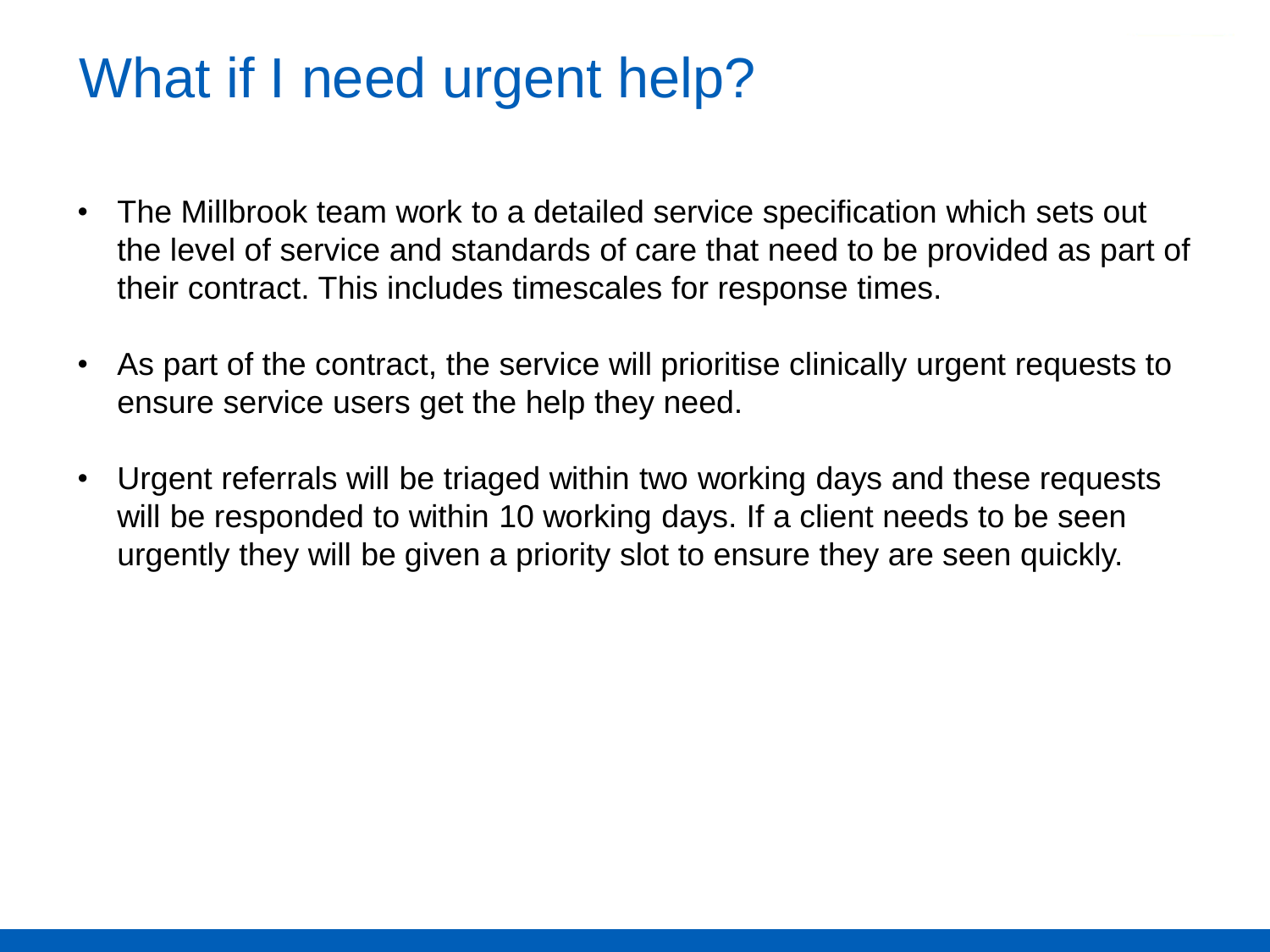# What if I need urgent help?

- The Millbrook team work to a detailed service specification which sets out the level of service and standards of care that need to be provided as part of their contract. This includes timescales for response times.

- As part of the contract, the service will prioritise clinically urgent requests to ensure service users get the help they need.

- Urgent referrals will be triaged within two working days and these requests will be responded to within 10 working days. If a client needs to be seen urgently they will be given a priority slot to ensure they are seen quickly.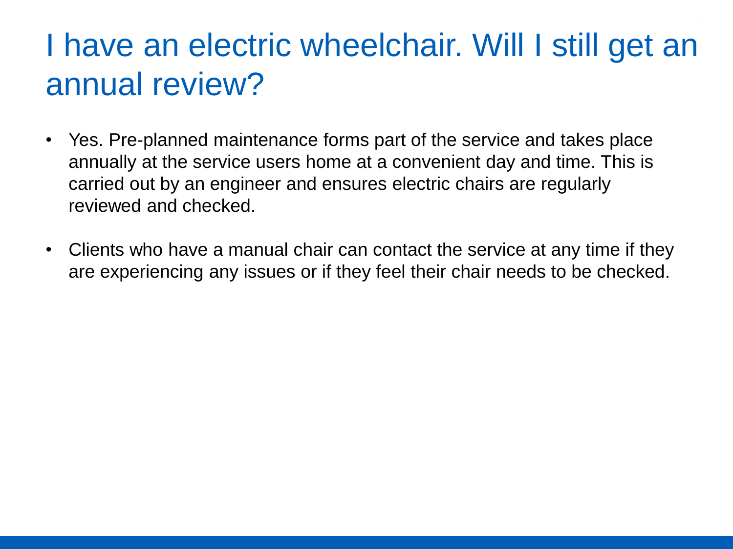# I have an electric wheelchair. Will I still get an annual review?

- Yes. Pre-planned maintenance forms part of the service and takes place annually at the service users home at a convenient day and time. This is carried out by an engineer and ensures electric chairs are regularly reviewed and checked.

- Clients who have a manual chair can contact the service at any time if they are experiencing any issues or if they feel their chair needs to be checked.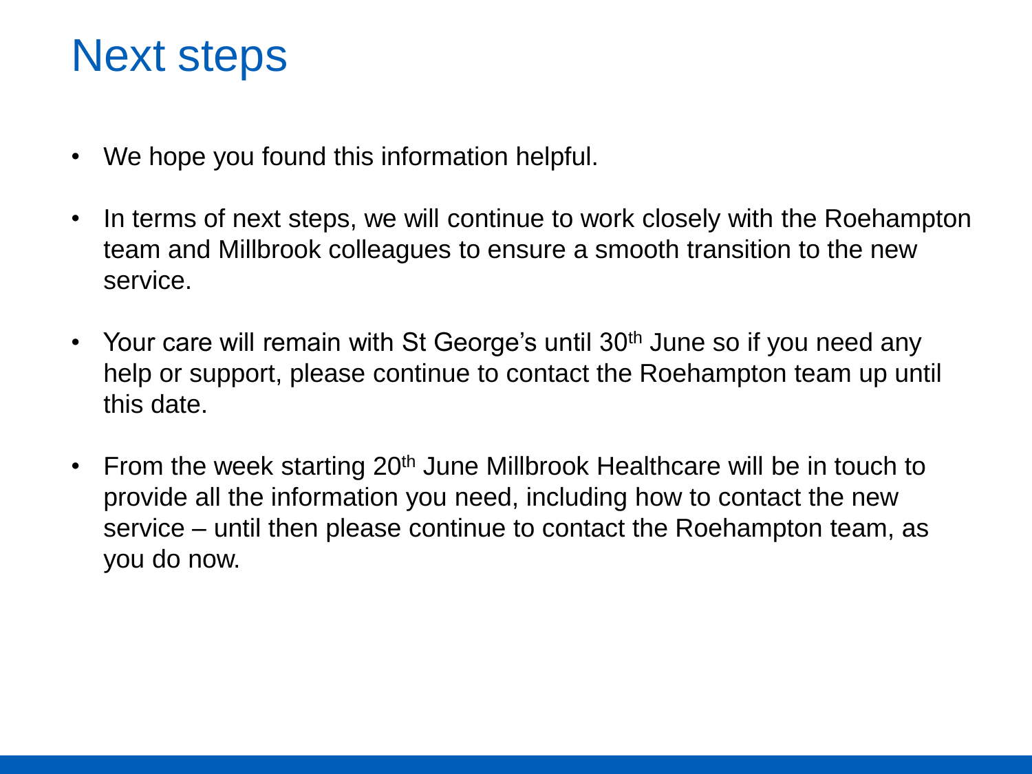# Next steps

- We hope you found this information helpful.
- In terms of next steps, we will continue to work closely with the Roehampton team and Millbrook colleagues to ensure a smooth transition to the new service.
- Your care will remain with St George's until 30th June so if you need any help or support, please continue to contact the Roehampton team up until this date.
- From the week starting 20th June Millbrook Healthcare will be in touch to provide all the information you need, including how to contact the new service – until then please continue to contact the Roehampton team, as you do now.